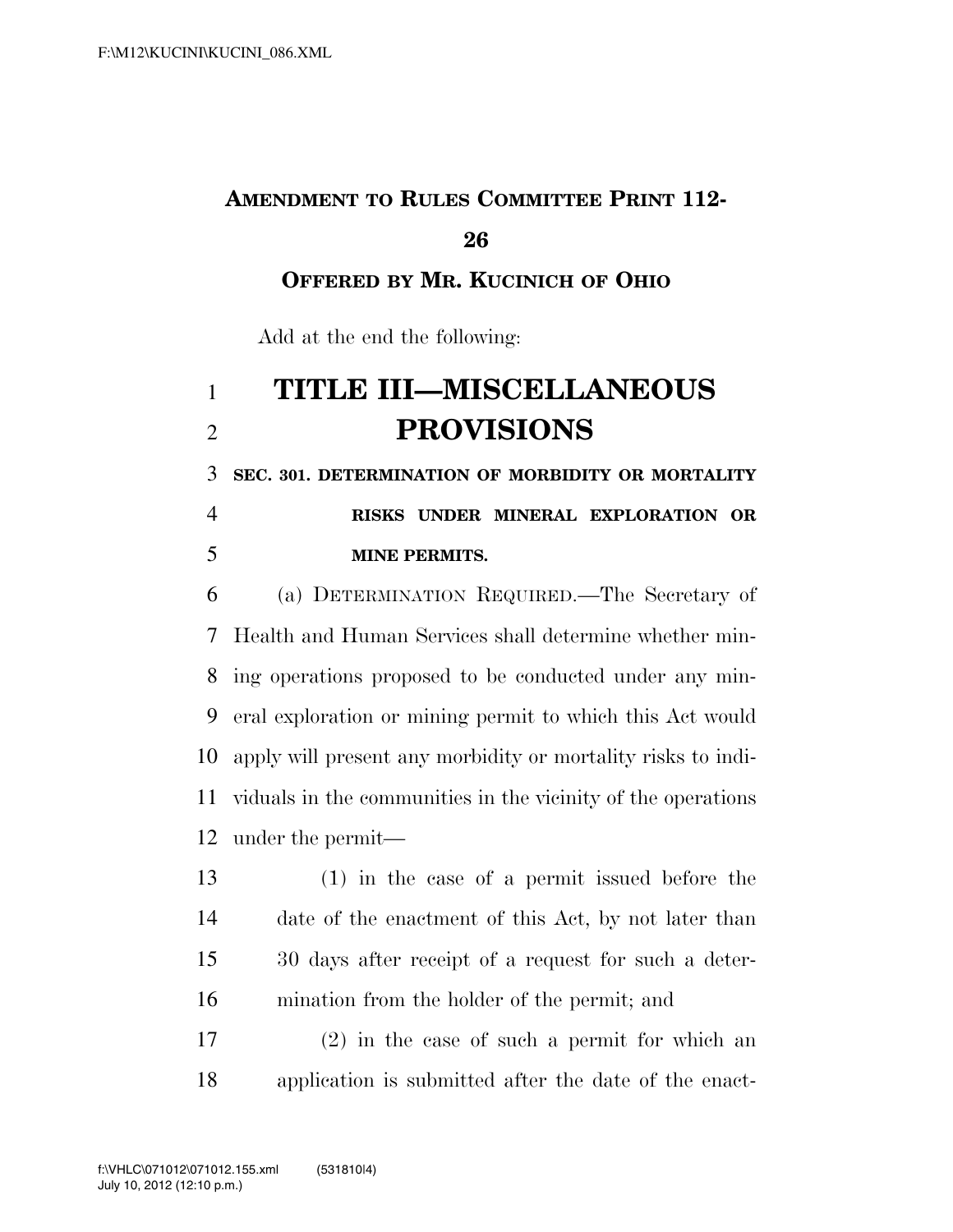**AMENDMENT TO RULES COMMITTEE PRINT 112-26**

**OFFERED BY MR. KUCINICH OF OHIO**

Add at the end the following:

# TITLE III—MISCELLANEOUS PROVISIONS

**SEC. 301. DETERMINATION OF MORBIDITY OR MORTALITY RISKS UNDER MINERAL EXPLORATION OR MINE PERMITS.**

(a) DETERMINATION REQUIRED.—The Secretary of Health and Human Services shall determine whether mining operations proposed to be conducted under any mineral exploration or mining permit to which this Act would apply will present any morbidity or mortality risks to individuals in the communities in the vicinity of the operations under the permit—

(1) in the case of a permit issued before the date of the enactment of this Act, by not later than 30 days after receipt of a request for such a determination from the holder of the permit; and

(2) in the case of such a permit for which an application is submitted after the date of the enact-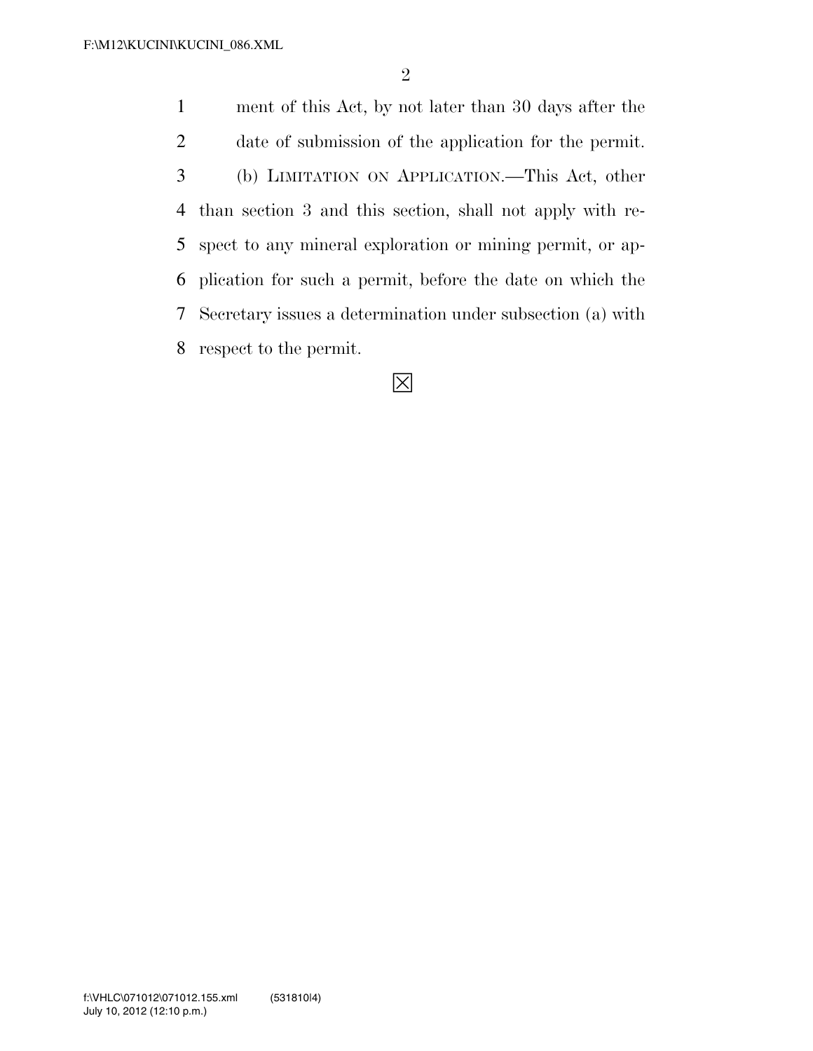ment of this Act, by not later than 30 days after the date of submission of the application for the permit.

(b) LIMITATION ON APPLICATION.—This Act, other than section 3 and this section, shall not apply with respect to any mineral exploration or mining permit, or application for such a permit, before the date on which the Secretary issues a determination under subsection (a) with respect to the permit.